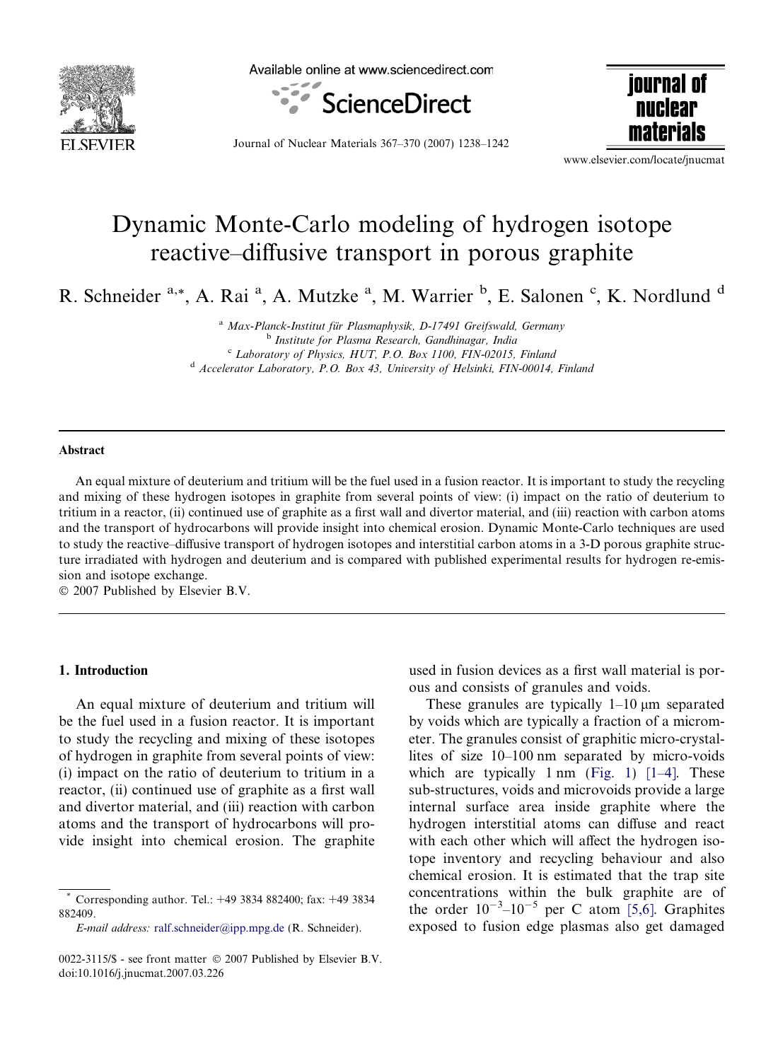# Dynamic Monte-Carlo modeling of hydrogen isotope reactive–diffusive transport in porous graphite

R. Schneider [a,*], A. Rai [a], A. Mutzke [a], M. Warrier [b], E. Salonen [c], K. Nordlund [d]

[a] *Max-Planck-Institut für Plasmaphysik, D-17491 Greifswald, Germany*
[b] *Institute for Plasma Research, Gandhinagar, India*
[c] *Laboratory of Physics, HUT, P.O. Box 1100, FIN-02015, Finland*
[d] *Accelerator Laboratory, P.O. Box 43, University of Helsinki, FIN-00014, Finland*

## Abstract

An equal mixture of deuterium and tritium will be the fuel used in a fusion reactor. It is important to study the recycling and mixing of these hydrogen isotopes in graphite from several points of view: (i) impact on the ratio of deuterium to tritium in a reactor, (ii) continued use of graphite as a first wall and divertor material, and (iii) reaction with carbon atoms and the transport of hydrocarbons will provide insight into chemical erosion. Dynamic Monte-Carlo techniques are used to study the reactive–diffusive transport of hydrogen isotopes and interstitial carbon atoms in a 3-D porous graphite structure irradiated with hydrogen and deuterium and is compared with published experimental results for hydrogen re-emission and isotope exchange.

© 2007 Published by Elsevier B.V.

## 1. Introduction

An equal mixture of deuterium and tritium will be the fuel used in a fusion reactor. It is important to study the recycling and mixing of these isotopes of hydrogen in graphite from several points of view: (i) impact on the ratio of deuterium to tritium in a reactor, (ii) continued use of graphite as a first wall and divertor material, and (iii) reaction with carbon atoms and the transport of hydrocarbons will provide insight into chemical erosion. The graphite used in fusion devices as a first wall material is porous and consists of granules and voids.

These granules are typically 1–10 μm separated by voids which are typically a fraction of a micrometer. The granules consist of graphitic micro-crystallites of size 10–100 nm separated by micro-voids which are typically 1 nm (Fig. 1) [1–4]. These sub-structures, voids and microvoids provide a large internal surface area inside graphite where the hydrogen interstitial atoms can diffuse and react with each other which will affect the hydrogen isotope inventory and recycling behaviour and also chemical erosion. It is estimated that the trap site concentrations within the bulk graphite are of the order $10^{-3}$–$10^{-5}$ per C atom [5,6]. Graphites exposed to fusion edge plasmas also get damaged

* Corresponding author. Tel.: +49 3834 882400; fax: +49 3834 882409.
*E-mail address:* ralf.schneider@ipp.mpg.de (R. Schneider).

0022-3115/$ - see front matter © 2007 Published by Elsevier B.V.
doi:10.1016/j.jnucmat.2007.03.226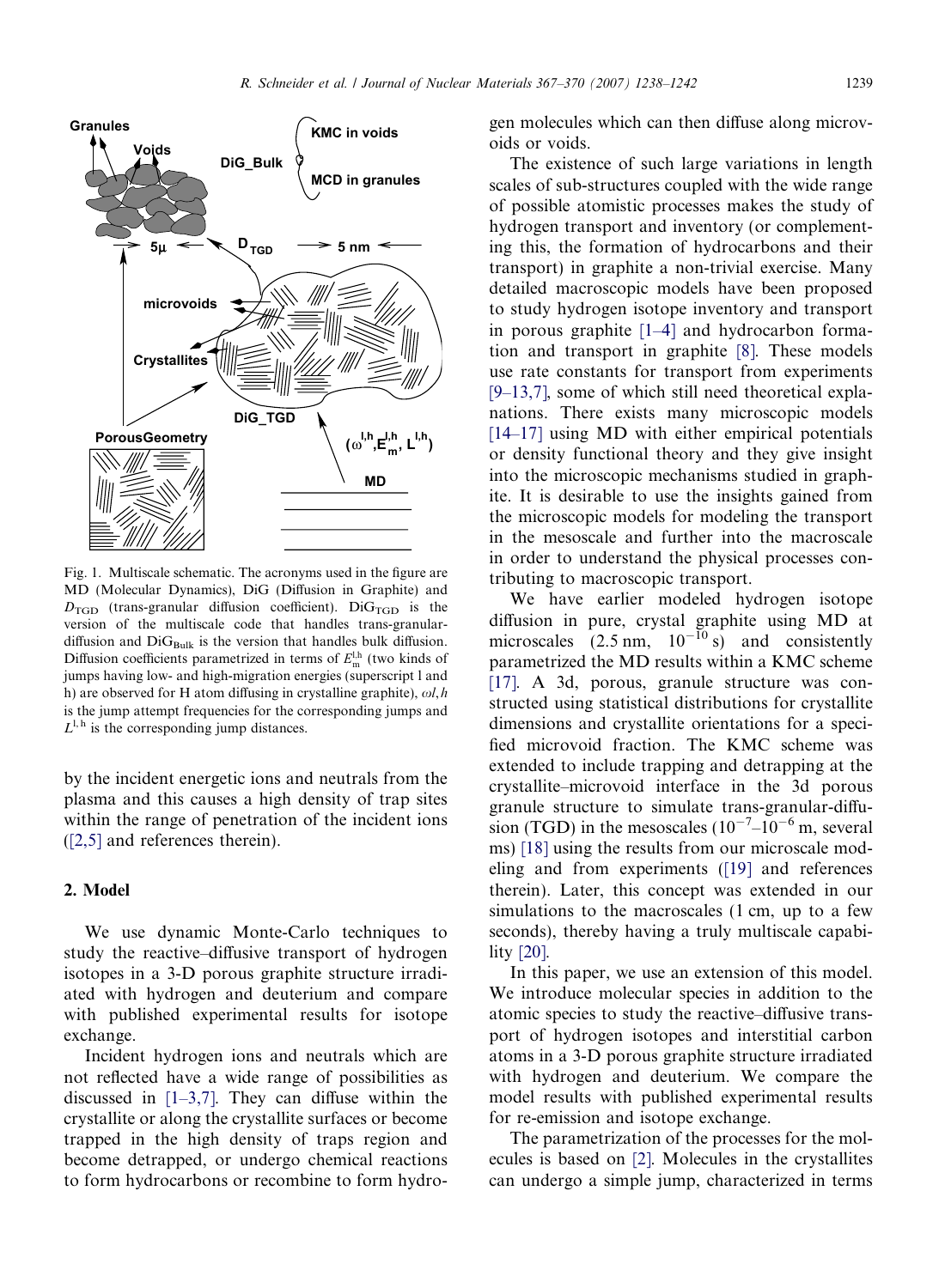Fig. 1. Multiscale schematic. The acronyms used in the figure are MD (Molecular Dynamics), DiG (Diffusion in Graphite) and $D_{TGD}$ (trans-granular diffusion coefficient). $DiG_{TGD}$ is the version of the multiscale code that handles trans-granular-diffusion and $DiG_{Bulk}$ is the version that handles bulk diffusion. Diffusion coefficients parametrized in terms of $E_m^{l,h}$ (two kinds of jumps having low- and high-migration energies (superscript l and h) are observed for H atom diffusing in crystalline graphite), $\omega l, h$ is the jump attempt frequencies for the corresponding jumps and $L^{l,h}$ is the corresponding jump distances.

by the incident energetic ions and neutrals from the plasma and this causes a high density of trap sites within the range of penetration of the incident ions ([2,5] and references therein).

## 2. Model

We use dynamic Monte-Carlo techniques to study the reactive–diffusive transport of hydrogen isotopes in a 3-D porous graphite structure irradiated with hydrogen and deuterium and compare with published experimental results for isotope exchange.

Incident hydrogen ions and neutrals which are not reflected have a wide range of possibilities as discussed in [1–3,7]. They can diffuse within the crystallite or along the crystallite surfaces or become trapped in the high density of traps region and become detrapped, or undergo chemical reactions to form hydrocarbons or recombine to form hydrogen molecules which can then diffuse along microvoids or voids.

The existence of such large variations in length scales of sub-structures coupled with the wide range of possible atomistic processes makes the study of hydrogen transport and inventory (or complementing this, the formation of hydrocarbons and their transport) in graphite a non-trivial exercise. Many detailed macroscopic models have been proposed to study hydrogen isotope inventory and transport in porous graphite [1–4] and hydrocarbon formation and transport in graphite [8]. These models use rate constants for transport from experiments [9–13,7], some of which still need theoretical explanations. There exists many microscopic models [14–17] using MD with either empirical potentials or density functional theory and they give insight into the microscopic mechanisms studied in graphite. It is desirable to use the insights gained from the microscopic models for modeling the transport in the mesoscale and further into the macroscale in order to understand the physical processes contributing to macroscopic transport.

We have earlier modeled hydrogen isotope diffusion in pure, crystal graphite using MD at microscales (2.5 nm, $10^{-10}$ s) and consistently parametrized the MD results within a KMC scheme [17]. A 3d, porous, granule structure was constructed using statistical distributions for crystallite dimensions and crystallite orientations for a specified microvoid fraction. The KMC scheme was extended to include trapping and detrapping at the crystallite–microvoid interface in the 3d porous granule structure to simulate trans-granular-diffusion (TGD) in the mesoscales ($10^{-7}$–$10^{-6}$ m, several ms) [18] using the results from our microscale modeling and from experiments ([19] and references therein). Later, this concept was extended in our simulations to the macroscales (1 cm, up to a few seconds), thereby having a truly multiscale capability [20].

In this paper, we use an extension of this model. We introduce molecular species in addition to the atomic species to study the reactive–diffusive transport of hydrogen isotopes and interstitial carbon atoms in a 3-D porous graphite structure irradiated with hydrogen and deuterium. We compare the model results with published experimental results for re-emission and isotope exchange.

The parametrization of the processes for the molecules is based on [2]. Molecules in the crystallites can undergo a simple jump, characterized in terms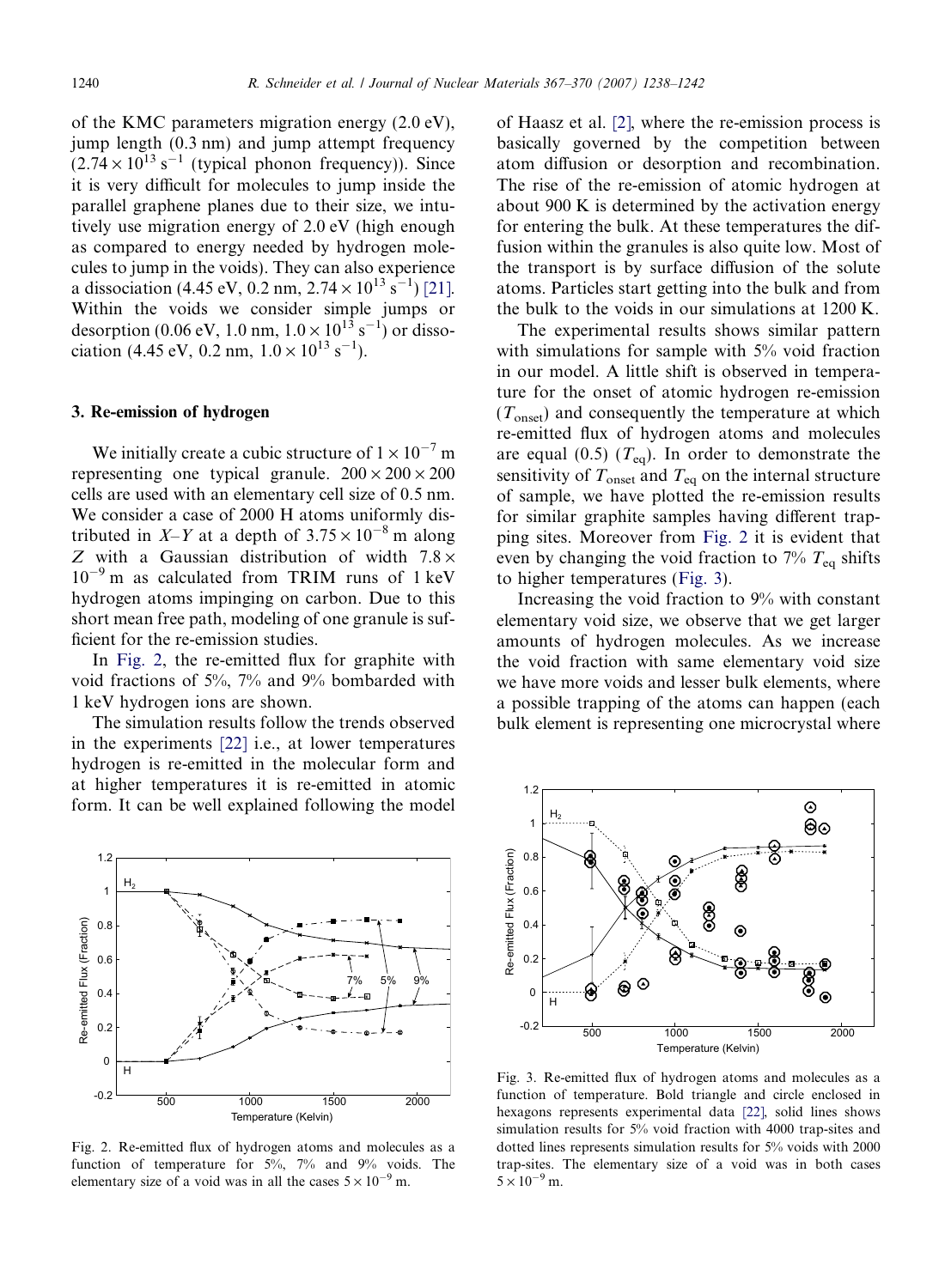of the KMC parameters migration energy (2.0 eV), jump length (0.3 nm) and jump attempt frequency ($2.74 \times 10^{13}$ s$^{-1}$ (typical phonon frequency)). Since it is very difficult for molecules to jump inside the parallel graphene planes due to their size, we intutively use migration energy of 2.0 eV (high enough as compared to energy needed by hydrogen molecules to jump in the voids). They can also experience a dissociation (4.45 eV, 0.2 nm, $2.74 \times 10^{13}$ s$^{-1}$) [21]. Within the voids we consider simple jumps or desorption (0.06 eV, 1.0 nm, $1.0 \times 10^{13}$ s$^{-1}$) or dissociation (4.45 eV, 0.2 nm, $1.0 \times 10^{13}$ s$^{-1}$).

## 3. Re-emission of hydrogen

We initially create a cubic structure of $1 \times 10^{-7}$ m representing one typical granule. $200 \times 200 \times 200$ cells are used with an elementary cell size of 0.5 nm. We consider a case of 2000 H atoms uniformly distributed in $X$–$Y$ at a depth of $3.75 \times 10^{-8}$ m along $Z$ with a Gaussian distribution of width $7.8 \times 10^{-9}$ m as calculated from TRIM runs of 1 keV hydrogen atoms impinging on carbon. Due to this short mean free path, modeling of one granule is sufficient for the re-emission studies.

In Fig. 2, the re-emitted flux for graphite with void fractions of 5%, 7% and 9% bombarded with 1 keV hydrogen ions are shown.

The simulation results follow the trends observed in the experiments [22] i.e., at lower temperatures hydrogen is re-emitted in the molecular form and at higher temperatures it is re-emitted in atomic form. It can be well explained following the model of Haasz et al. [2], where the re-emission process is basically governed by the competition between atom diffusion or desorption and recombination. The rise of the re-emission of atomic hydrogen at about 900 K is determined by the activation energy for entering the bulk. At these temperatures the diffusion within the granules is also quite low. Most of the transport is by surface diffusion of the solute atoms. Particles start getting into the bulk and from the bulk to the voids in our simulations at 1200 K.

The experimental results shows similar pattern with simulations for sample with 5% void fraction in our model. A little shift is observed in temperature for the onset of atomic hydrogen re-emission ($T_{\text{onset}}$) and consequently the temperature at which re-emitted flux of hydrogen atoms and molecules are equal (0.5) ($T_{\text{eq}}$). In order to demonstrate the sensitivity of $T_{\text{onset}}$ and $T_{\text{eq}}$ on the internal structure of sample, we have plotted the re-emission results for similar graphite samples having different trapping sites. Moreover from Fig. 2 it is evident that even by changing the void fraction to 7% $T_{\text{eq}}$ shifts to higher temperatures (Fig. 3).

Increasing the void fraction to 9% with constant elementary void size, we observe that we get larger amounts of hydrogen molecules. As we increase the void fraction with same elementary void size we have more voids and lesser bulk elements, where a possible trapping of the atoms can happen (each bulk element is representing one microcrystal where

Fig. 2. Re-emitted flux of hydrogen atoms and molecules as a function of temperature for 5%, 7% and 9% voids. The elementary size of a void was in all the cases $5 \times 10^{-9}$ m.

Fig. 3. Re-emitted flux of hydrogen atoms and molecules as a function of temperature. Bold triangle and circle enclosed in hexagons represents experimental data [22], solid lines shows simulation results for 5% void fraction with 4000 trap-sites and dotted lines represents simulation results for 5% voids with 2000 trap-sites. The elementary size of a void was in both cases $5 \times 10^{-9}$ m.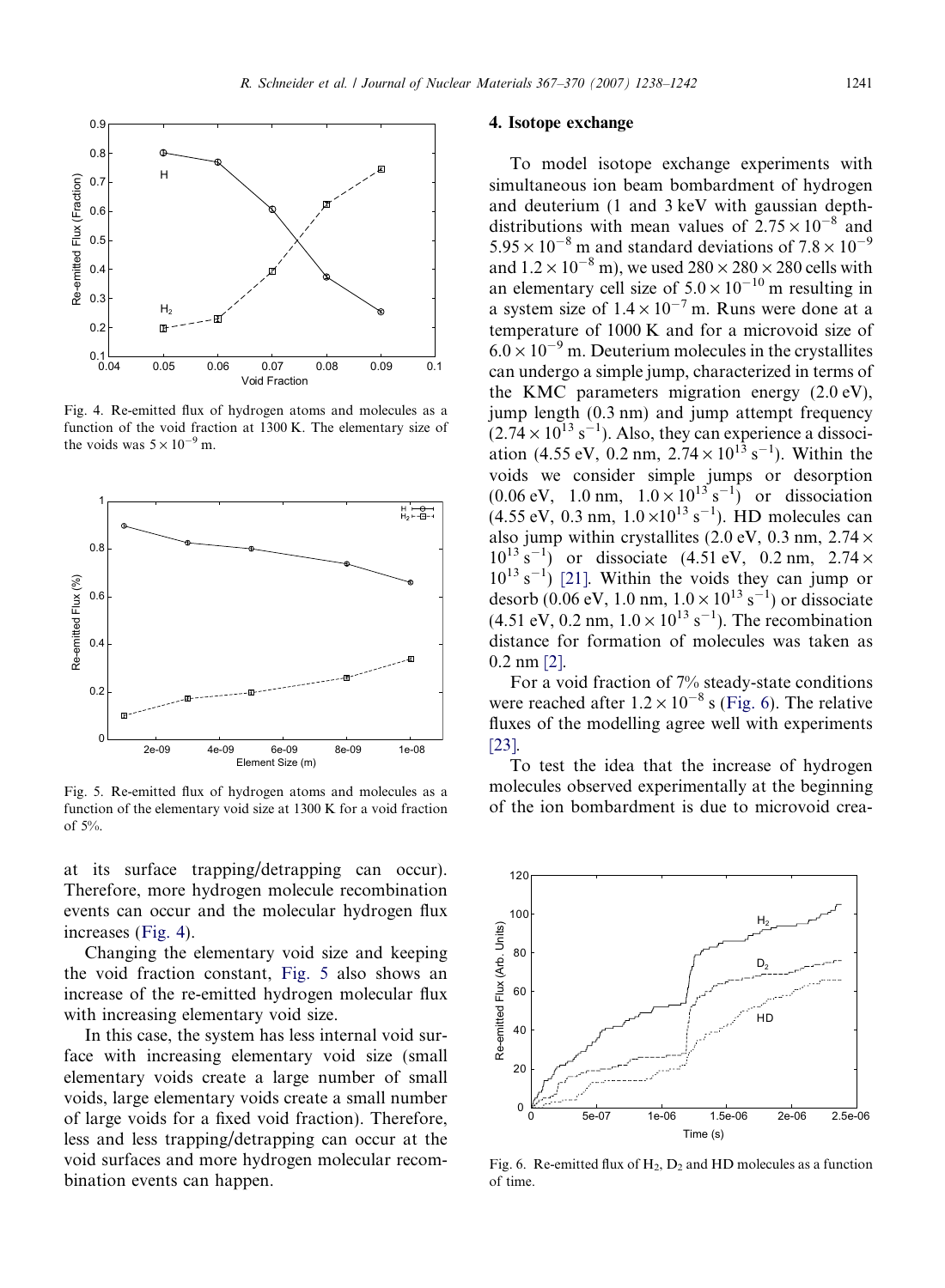Fig. 4. Re-emitted flux of hydrogen atoms and molecules as a function of the void fraction at 1300 K. The elementary size of the voids was $5 \times 10^{-9}$ m.

Fig. 5. Re-emitted flux of hydrogen atoms and molecules as a function of the elementary void size at 1300 K for a void fraction of 5%.

at its surface trapping/detrapping can occur). Therefore, more hydrogen molecule recombination events can occur and the molecular hydrogen flux increases (Fig. 4).

Changing the elementary void size and keeping the void fraction constant, Fig. 5 also shows an increase of the re-emitted hydrogen molecular flux with increasing elementary void size.

In this case, the system has less internal void surface with increasing elementary void size (small elementary voids create a large number of small voids, large elementary voids create a small number of large voids for a fixed void fraction). Therefore, less and less trapping/detrapping can occur at the void surfaces and more hydrogen molecular recombination events can happen.

## 4. Isotope exchange

To model isotope exchange experiments with simultaneous ion beam bombardment of hydrogen and deuterium (1 and 3 keV with gaussian depth-distributions with mean values of $2.75 \times 10^{-8}$ and $5.95 \times 10^{-8}$ m and standard deviations of $7.8 \times 10^{-9}$ and $1.2 \times 10^{-8}$ m), we used $280 \times 280 \times 280$ cells with an elementary cell size of $5.0 \times 10^{-10}$ m resulting in a system size of $1.4 \times 10^{-7}$ m. Runs were done at a temperature of 1000 K and for a microvoid size of $6.0 \times 10^{-9}$ m. Deuterium molecules in the crystallites can undergo a simple jump, characterized in terms of the KMC parameters migration energy (2.0 eV), jump length (0.3 nm) and jump attempt frequency ($2.74 \times 10^{13}$ s$^{-1}$). Also, they can experience a dissociation (4.55 eV, 0.2 nm, $2.74 \times 10^{13}$ s$^{-1}$). Within the voids we consider simple jumps or desorption (0.06 eV, 1.0 nm, $1.0 \times 10^{13}$ s$^{-1}$) or dissociation (4.55 eV, 0.3 nm, $1.0 \times 10^{13}$ s$^{-1}$). HD molecules can also jump within crystallites (2.0 eV, 0.3 nm, $2.74 \times 10^{13}$ s$^{-1}$) or dissociate (4.51 eV, 0.2 nm, $2.74 \times 10^{13}$ s$^{-1}$) [21]. Within the voids they can jump or desorb (0.06 eV, 1.0 nm, $1.0 \times 10^{13}$ s$^{-1}$) or dissociate (4.51 eV, 0.2 nm, $1.0 \times 10^{13}$ s$^{-1}$). The recombination distance for formation of molecules was taken as 0.2 nm [2].

For a void fraction of 7% steady-state conditions were reached after $1.2 \times 10^{-8}$ s (Fig. 6). The relative fluxes of the modelling agree well with experiments [23].

To test the idea that the increase of hydrogen molecules observed experimentally at the beginning of the ion bombardment is due to microvoid crea-

Fig. 6. Re-emitted flux of $H_2$, $D_2$ and HD molecules as a function of time.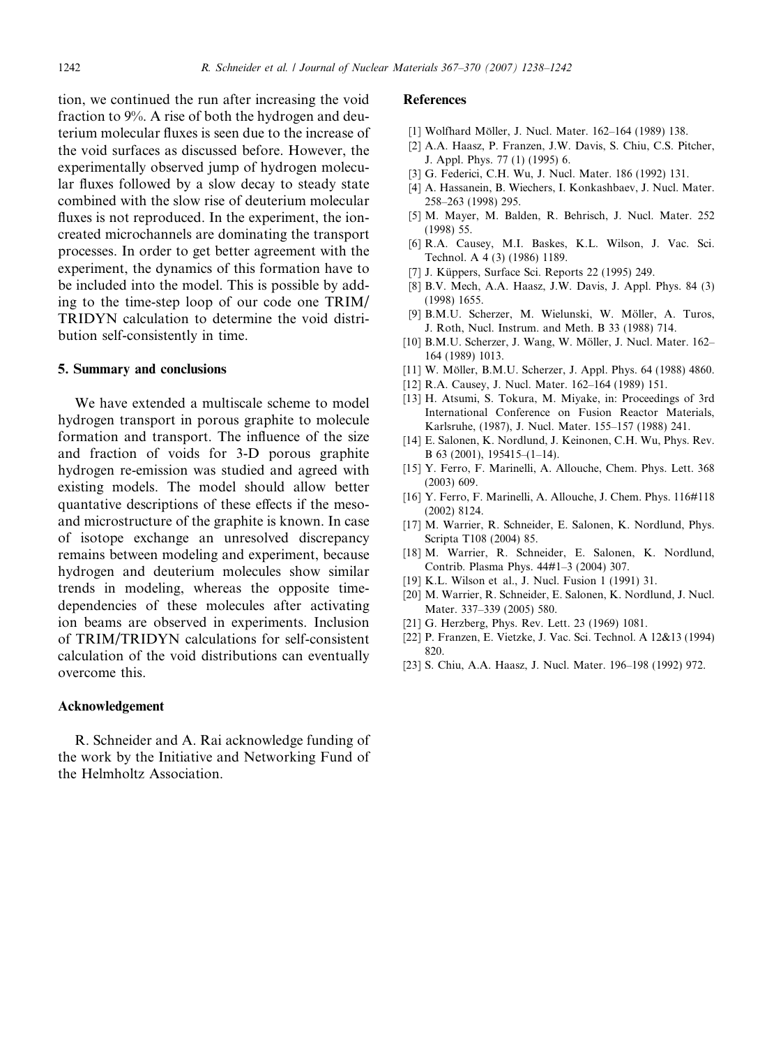tion, we continued the run after increasing the void fraction to 9%. A rise of both the hydrogen and deuterium molecular fluxes is seen due to the increase of the void surfaces as discussed before. However, the experimentally observed jump of hydrogen molecular fluxes followed by a slow decay to steady state combined with the slow rise of deuterium molecular fluxes is not reproduced. In the experiment, the ion-created microchannels are dominating the transport processes. In order to get better agreement with the experiment, the dynamics of this formation have to be included into the model. This is possible by adding to the time-step loop of our code one TRIM/TRIDYN calculation to determine the void distribution self-consistently in time.

## 5. Summary and conclusions

We have extended a multiscale scheme to model hydrogen transport in porous graphite to molecule formation and transport. The influence of the size and fraction of voids for 3-D porous graphite hydrogen re-emission was studied and agreed with existing models. The model should allow better quantative descriptions of these effects if the meso- and microstructure of the graphite is known. In case of isotope exchange an unresolved discrepancy remains between modeling and experiment, because hydrogen and deuterium molecules show similar trends in modeling, whereas the opposite time-dependencies of these molecules after activating ion beams are observed in experiments. Inclusion of TRIM/TRIDYN calculations for self-consistent calculation of the void distributions can eventually overcome this.

## Acknowledgement

R. Schneider and A. Rai acknowledge funding of the work by the Initiative and Networking Fund of the Helmholtz Association.

## References

[1] Wolfhard Möller, J. Nucl. Mater. 162–164 (1989) 138.

[2] A.A. Haasz, P. Franzen, J.W. Davis, S. Chiu, C.S. Pitcher, J. Appl. Phys. 77 (1) (1995) 6.

[3] G. Federici, C.H. Wu, J. Nucl. Mater. 186 (1992) 131.

[4] A. Hassanein, B. Wiechers, I. Konkashbaev, J. Nucl. Mater. 258–263 (1998) 295.

[5] M. Mayer, M. Balden, R. Behrisch, J. Nucl. Mater. 252 (1998) 55.

[6] R.A. Causey, M.I. Baskes, K.L. Wilson, J. Vac. Sci. Technol. A 4 (3) (1986) 1189.

[7] J. Küppers, Surface Sci. Reports 22 (1995) 249.

[8] B.V. Mech, A.A. Haasz, J.W. Davis, J. Appl. Phys. 84 (3) (1998) 1655.

[9] B.M.U. Scherzer, M. Wielunski, W. Möller, A. Turos, J. Roth, Nucl. Instrum. and Meth. B 33 (1988) 714.

[10] B.M.U. Scherzer, J. Wang, W. Möller, J. Nucl. Mater. 162–164 (1989) 1013.

[11] W. Möller, B.M.U. Scherzer, J. Appl. Phys. 64 (1988) 4860.

[12] R.A. Causey, J. Nucl. Mater. 162–164 (1989) 151.

[13] H. Atsumi, S. Tokura, M. Miyake, in: Proceedings of 3rd International Conference on Fusion Reactor Materials, Karlsruhe, (1987), J. Nucl. Mater. 155–157 (1988) 241.

[14] E. Salonen, K. Nordlund, J. Keinonen, C.H. Wu, Phys. Rev. B 63 (2001), 195415–(1–14).

[15] Y. Ferro, F. Marinelli, A. Allouche, Chem. Phys. Lett. 368 (2003) 609.

[16] Y. Ferro, F. Marinelli, A. Allouche, J. Chem. Phys. 116#118 (2002) 8124.

[17] M. Warrier, R. Schneider, E. Salonen, K. Nordlund, Phys. Scripta T108 (2004) 85.

[18] M. Warrier, R. Schneider, E. Salonen, K. Nordlund, Contrib. Plasma Phys. 44#1–3 (2004) 307.

[19] K.L. Wilson et al., J. Nucl. Fusion 1 (1991) 31.

[20] M. Warrier, R. Schneider, E. Salonen, K. Nordlund, J. Nucl. Mater. 337–339 (2005) 580.

[21] G. Herzberg, Phys. Rev. Lett. 23 (1969) 1081.

[22] P. Franzen, E. Vietzke, J. Vac. Sci. Technol. A 12&13 (1994) 820.

[23] S. Chiu, A.A. Haasz, J. Nucl. Mater. 196–198 (1992) 972.